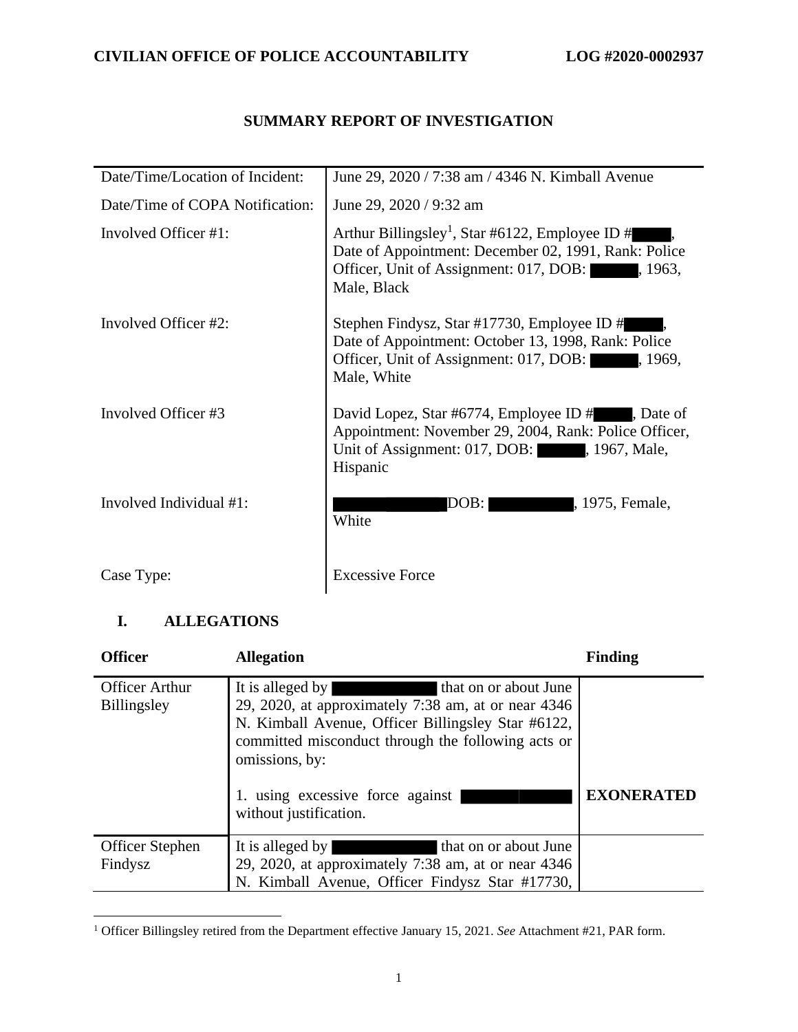**CIVILIAN OFFICE OF POLICE ACCOUNTABILITY** **LOG #2020-0002937**

# SUMMARY REPORT OF INVESTIGATION

| | |
|---|---|
| Date/Time/Location of Incident: | June 29, 2020 / 7:38 am / 4346 N. Kimball Avenue |
| Date/Time of COPA Notification: | June 29, 2020 / 9:32 am |
| Involved Officer #1: | Arthur Billingsley[1], Star #6122, Employee ID # , Date of Appointment: December 02, 1991, Rank: Police Officer, Unit of Assignment: 017, DOB: , 1963, Male, Black |
| Involved Officer #2: | Stephen Findysz, Star #17730, Employee ID # , Date of Appointment: October 13, 1998, Rank: Police Officer, Unit of Assignment: 017, DOB: , 1969, Male, White |
| Involved Officer #3 | David Lopez, Star #6774, Employee ID # , Date of Appointment: November 29, 2004, Rank: Police Officer, Unit of Assignment: 017, DOB: , 1967, Male, Hispanic |
| Involved Individual #1: | DOB: , 1975, Female, White |
| Case Type: | Excessive Force |

## I. ALLEGATIONS

| Officer | Allegation | Finding |
|---|---|---|
| Officer Arthur Billingsley | It is alleged by that on or about June 29, 2020, at approximately 7:38 am, at or near 4346 N. Kimball Avenue, Officer Billingsley Star #6122, committed misconduct through the following acts or omissions, by:<br><br>1. using excessive force against without justification. | <br><br><br><br><br>**EXONERATED** |
| Officer Stephen Findysz | It is alleged by that on or about June 29, 2020, at approximately 7:38 am, at or near 4346 N. Kimball Avenue, Officer Findysz Star #17730, | |

[1] Officer Billingsley retired from the Department effective January 15, 2021. *See* Attachment #21, PAR form.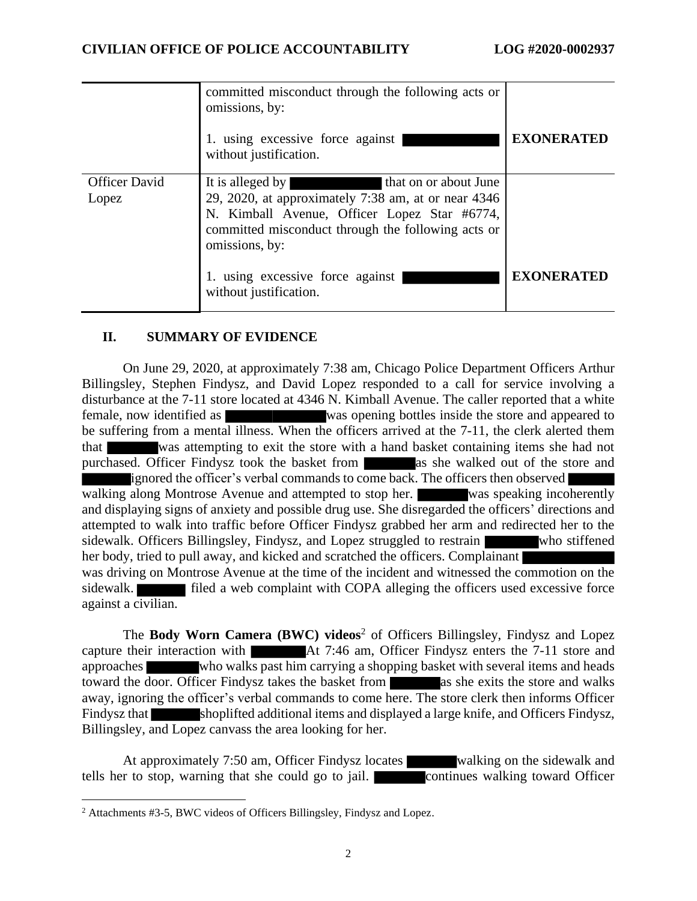| | | |
|---|---|---|
| | committed misconduct through the following acts or omissions, by:<br><br>1. using excessive force against [REDACTED] without justification. | **EXONERATED** |
| Officer David Lopez | It is alleged by [REDACTED] that on or about June 29, 2020, at approximately 7:38 am, at or near 4346 N. Kimball Avenue, Officer Lopez Star #6774, committed misconduct through the following acts or omissions, by:<br><br>1. using excessive force against [REDACTED] without justification. | **EXONERATED** |

## II. SUMMARY OF EVIDENCE

On June 29, 2020, at approximately 7:38 am, Chicago Police Department Officers Arthur Billingsley, Stephen Findysz, and David Lopez responded to a call for service involving a disturbance at the 7-11 store located at 4346 N. Kimball Avenue. The caller reported that a white female, now identified as [REDACTED] was opening bottles inside the store and appeared to be suffering from a mental illness. When the officers arrived at the 7-11, the clerk alerted them that [REDACTED] was attempting to exit the store with a hand basket containing items she had not purchased. Officer Findysz took the basket from [REDACTED] as she walked out of the store and [REDACTED] ignored the officer's verbal commands to come back. The officers then observed [REDACTED] walking along Montrose Avenue and attempted to stop her. [REDACTED] was speaking incoherently and displaying signs of anxiety and possible drug use. She disregarded the officers' directions and attempted to walk into traffic before Officer Findysz grabbed her arm and redirected her to the sidewalk. Officers Billingsley, Findysz, and Lopez struggled to restrain [REDACTED] who stiffened her body, tried to pull away, and kicked and scratched the officers. Complainant [REDACTED] was driving on Montrose Avenue at the time of the incident and witnessed the commotion on the sidewalk. [REDACTED] filed a web complaint with COPA alleging the officers used excessive force against a civilian.

The **Body Worn Camera (BWC) videos**[2] of Officers Billingsley, Findysz and Lopez capture their interaction with [REDACTED] At 7:46 am, Officer Findysz enters the 7-11 store and approaches [REDACTED] who walks past him carrying a shopping basket with several items and heads toward the door. Officer Findysz takes the basket from [REDACTED] as she exits the store and walks away, ignoring the officer's verbal commands to come here. The store clerk then informs Officer Findysz that [REDACTED] shoplifted additional items and displayed a large knife, and Officers Findysz, Billingsley, and Lopez canvass the area looking for her.

At approximately 7:50 am, Officer Findysz locates [REDACTED] walking on the sidewalk and tells her to stop, warning that she could go to jail. [REDACTED] continues walking toward Officer

[2] Attachments #3-5, BWC videos of Officers Billingsley, Findysz and Lopez.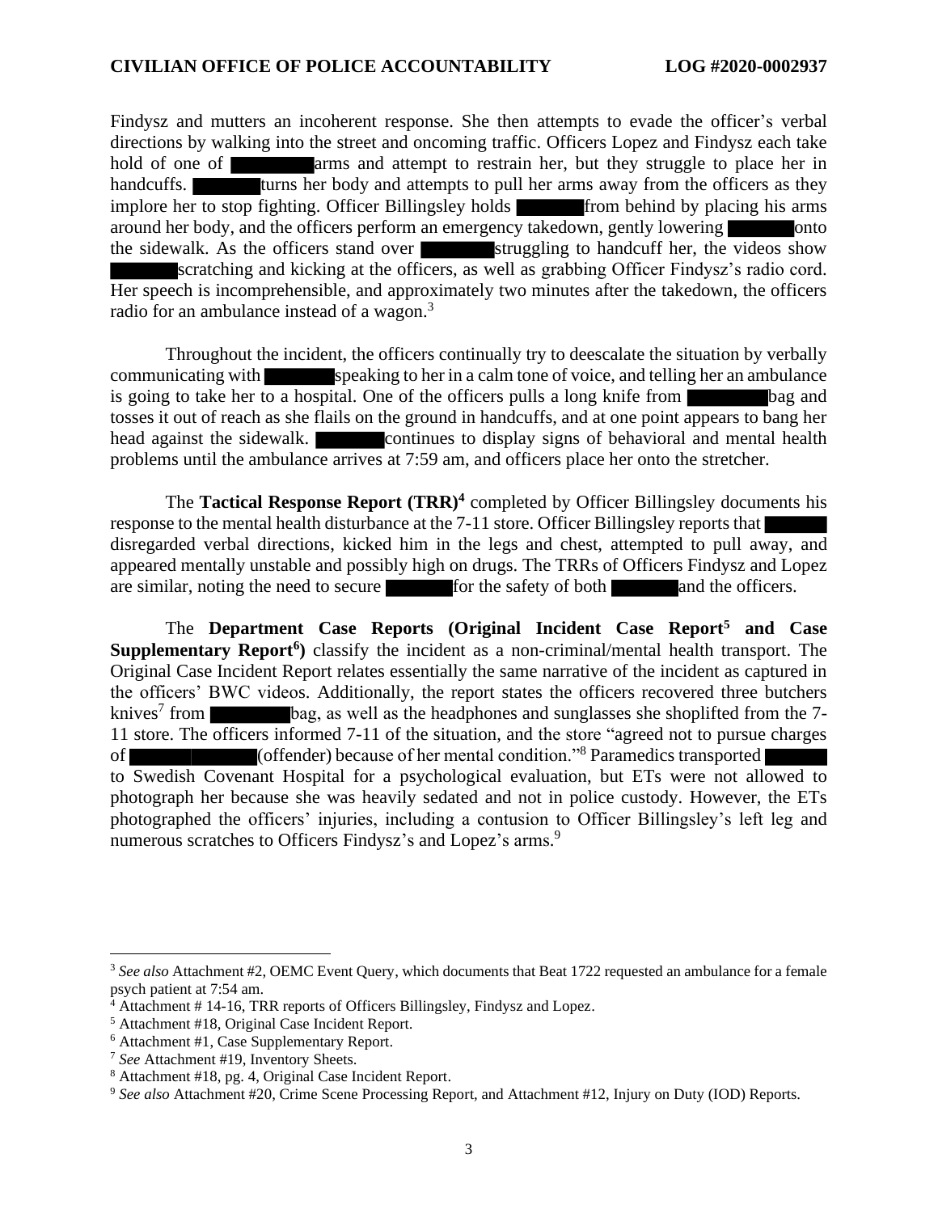Findysz and mutters an incoherent response. She then attempts to evade the officer's verbal directions by walking into the street and oncoming traffic. Officers Lopez and Findysz each take hold of one of ████ arms and attempt to restrain her, but they struggle to place her in handcuffs. ████ turns her body and attempts to pull her arms away from the officers as they implore her to stop fighting. Officer Billingsley holds ████ from behind by placing his arms around her body, and the officers perform an emergency takedown, gently lowering ████ onto the sidewalk. As the officers stand over ████ struggling to handcuff her, the videos show ████ scratching and kicking at the officers, as well as grabbing Officer Findysz's radio cord. Her speech is incomprehensible, and approximately two minutes after the takedown, the officers radio for an ambulance instead of a wagon.[3]

Throughout the incident, the officers continually try to deescalate the situation by verbally communicating with ████ speaking to her in a calm tone of voice, and telling her an ambulance is going to take her to a hospital. One of the officers pulls a long knife from ████ bag and tosses it out of reach as she flails on the ground in handcuffs, and at one point appears to bang her head against the sidewalk. ████ continues to display signs of behavioral and mental health problems until the ambulance arrives at 7:59 am, and officers place her onto the stretcher.

The **Tactical Response Report (TRR)**[4] completed by Officer Billingsley documents his response to the mental health disturbance at the 7-11 store. Officer Billingsley reports that ████ disregarded verbal directions, kicked him in the legs and chest, attempted to pull away, and appeared mentally unstable and possibly high on drugs. The TRRs of Officers Findysz and Lopez are similar, noting the need to secure ████ for the safety of both ████ and the officers.

The **Department Case Reports (Original Incident Case Report**[5] **and Case Supplementary Report**[6]**)** classify the incident as a non-criminal/mental health transport. The Original Case Incident Report relates essentially the same narrative of the incident as captured in the officers' BWC videos. Additionally, the report states the officers recovered three butchers knives[7] from ████ bag, as well as the headphones and sunglasses she shoplifted from the 7-11 store. The officers informed 7-11 of the situation, and the store "agreed not to pursue charges of ████ (offender) because of her mental condition."[8] Paramedics transported ████ to Swedish Covenant Hospital for a psychological evaluation, but ETs were not allowed to photograph her because she was heavily sedated and not in police custody. However, the ETs photographed the officers' injuries, including a contusion to Officer Billingsley's left leg and numerous scratches to Officers Findysz's and Lopez's arms.[9]

---

[3] *See also* Attachment #2, OEMC Event Query, which documents that Beat 1722 requested an ambulance for a female psych patient at 7:54 am.

[4] Attachment # 14-16, TRR reports of Officers Billingsley, Findysz and Lopez.

[5] Attachment #18, Original Case Incident Report.

[6] Attachment #1, Case Supplementary Report.

[7] *See* Attachment #19, Inventory Sheets.

[8] Attachment #18, pg. 4, Original Case Incident Report.

[9] *See also* Attachment #20, Crime Scene Processing Report, and Attachment #12, Injury on Duty (IOD) Reports.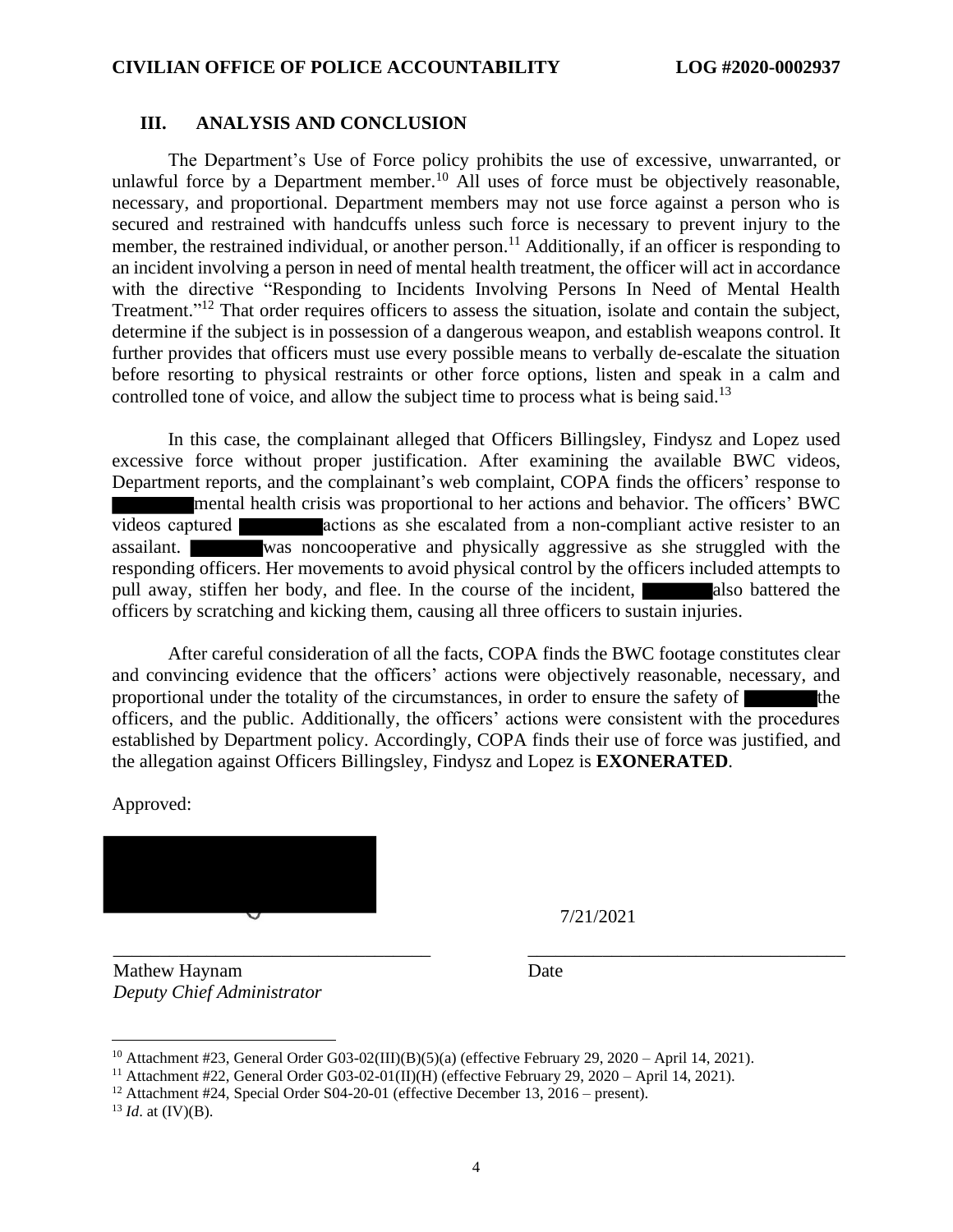## III. ANALYSIS AND CONCLUSION

The Department's Use of Force policy prohibits the use of excessive, unwarranted, or unlawful force by a Department member.[10] All uses of force must be objectively reasonable, necessary, and proportional. Department members may not use force against a person who is secured and restrained with handcuffs unless such force is necessary to prevent injury to the member, the restrained individual, or another person.[11] Additionally, if an officer is responding to an incident involving a person in need of mental health treatment, the officer will act in accordance with the directive "Responding to Incidents Involving Persons In Need of Mental Health Treatment."[12] That order requires officers to assess the situation, isolate and contain the subject, determine if the subject is in possession of a dangerous weapon, and establish weapons control. It further provides that officers must use every possible means to verbally de-escalate the situation before resorting to physical restraints or other force options, listen and speak in a calm and controlled tone of voice, and allow the subject time to process what is being said.[13]

In this case, the complainant alleged that Officers Billingsley, Findysz and Lopez used excessive force without proper justification. After examining the available BWC videos, Department reports, and the complainant's web complaint, COPA finds the officers' response to ████████ mental health crisis was proportional to her actions and behavior. The officers' BWC videos captured ████████ actions as she escalated from a non-compliant active resister to an assailant. ████████ was noncooperative and physically aggressive as she struggled with the responding officers. Her movements to avoid physical control by the officers included attempts to pull away, stiffen her body, and flee. In the course of the incident, ████████ also battered the officers by scratching and kicking them, causing all three officers to sustain injuries.

After careful consideration of all the facts, COPA finds the BWC footage constitutes clear and convincing evidence that the officers' actions were objectively reasonable, necessary, and proportional under the totality of the circumstances, in order to ensure the safety of ████████ the officers, and the public. Additionally, the officers' actions were consistent with the procedures established by Department policy. Accordingly, COPA finds their use of force was justified, and the allegation against Officers Billingsley, Findysz and Lopez is **EXONERATED**.

Approved:

████████████████ 7/21/2021

Mathew Haynam
*Deputy Chief Administrator*

Date

---

[10] Attachment #23, General Order G03-02(III)(B)(5)(a) (effective February 29, 2020 – April 14, 2021).

[11] Attachment #22, General Order G03-02-01(II)(H) (effective February 29, 2020 – April 14, 2021).

[12] Attachment #24, Special Order S04-20-01 (effective December 13, 2016 – present).

[13] *Id*. at (IV)(B).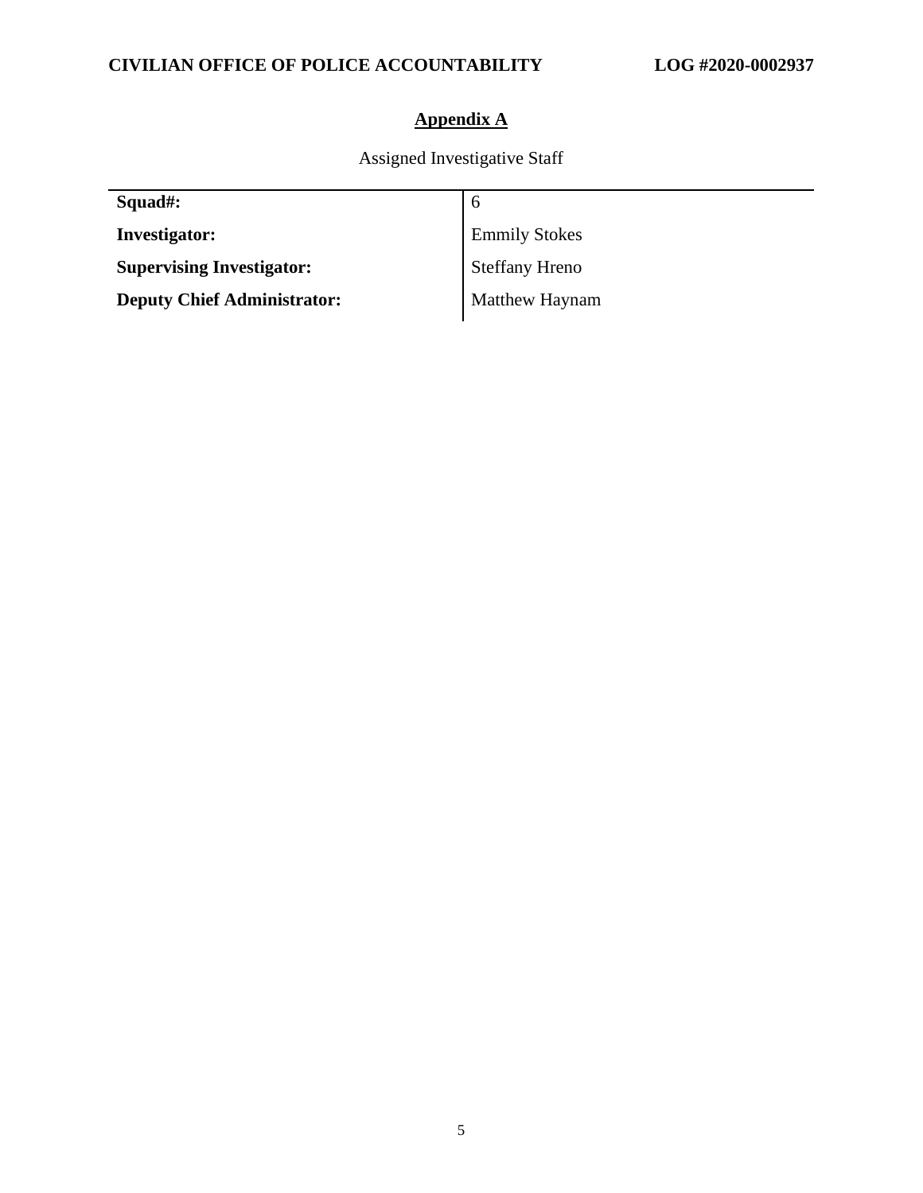## Appendix A

Assigned Investigative Staff

| | |
|---|---|
| **Squad#:** | 6 |
| **Investigator:** | Emmily Stokes |
| **Supervising Investigator:** | Steffany Hreno |
| **Deputy Chief Administrator:** | Matthew Haynam |